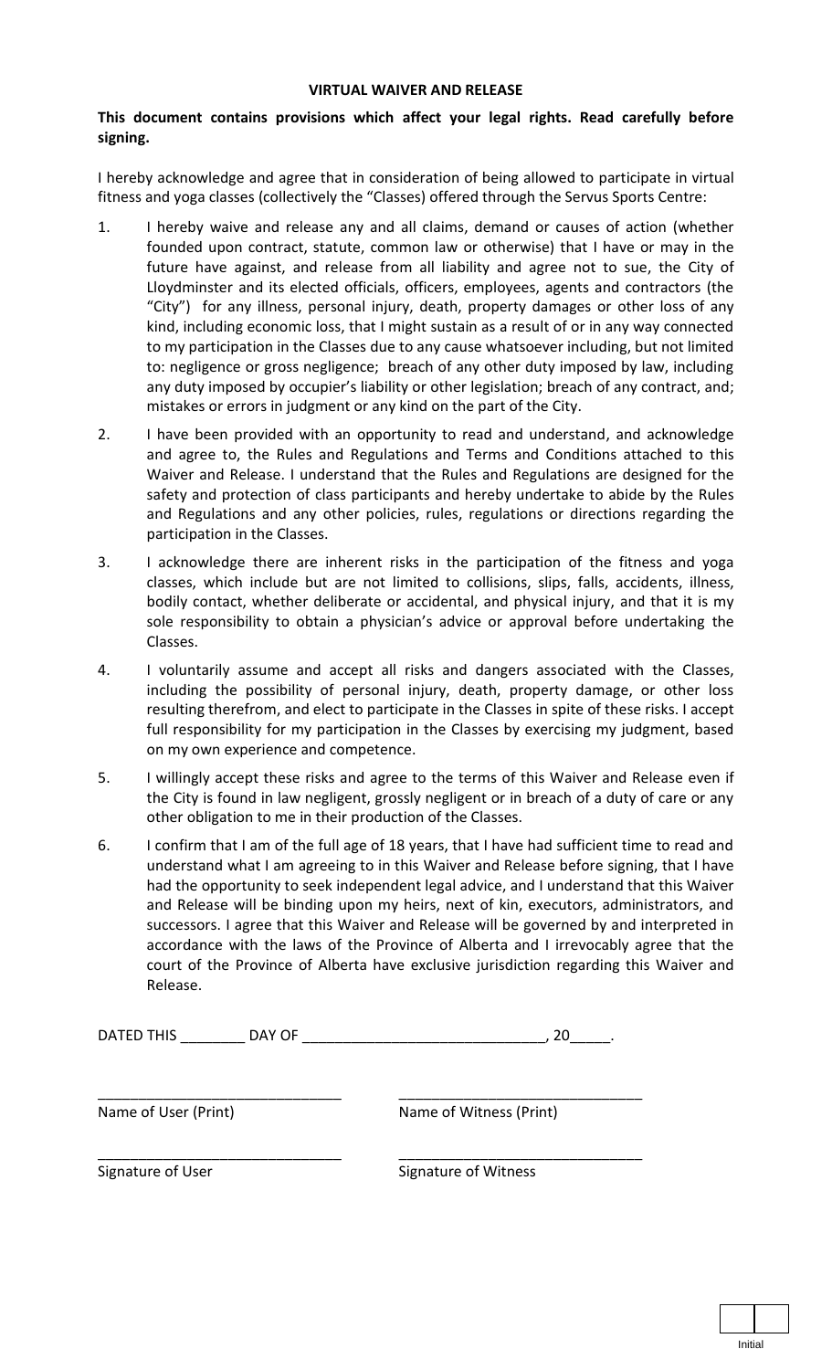**VIRTUAL WAIVER AND RELEASE**

**This document contains provisions which affect your legal rights. Read carefully before signing.**

I hereby acknowledge and agree that in consideration of being allowed to participate in virtual fitness and yoga classes (collectively the "Classes) offered through the Servus Sports Centre:

1. I hereby waive and release any and all claims, demand or causes of action (whether founded upon contract, statute, common law or otherwise) that I have or may in the future have against, and release from all liability and agree not to sue, the City of Lloydminster and its elected officials, officers, employees, agents and contractors (the "City") for any illness, personal injury, death, property damages or other loss of any kind, including economic loss, that I might sustain as a result of or in any way connected to my participation in the Classes due to any cause whatsoever including, but not limited to: negligence or gross negligence; breach of any other duty imposed by law, including any duty imposed by occupier's liability or other legislation; breach of any contract, and; mistakes or errors in judgment or any kind on the part of the City.
2. I have been provided with an opportunity to read and understand, and acknowledge and agree to, the Rules and Regulations and Terms and Conditions attached to this Waiver and Release. I understand that the Rules and Regulations are designed for the safety and protection of class participants and hereby undertake to abide by the Rules and Regulations and any other policies, rules, regulations or directions regarding the participation in the Classes.
3. I acknowledge there are inherent risks in the participation of the fitness and yoga classes, which include but are not limited to collisions, slips, falls, accidents, illness, bodily contact, whether deliberate or accidental, and physical injury, and that it is my sole responsibility to obtain a physician's advice or approval before undertaking the Classes.
4. I voluntarily assume and accept all risks and dangers associated with the Classes, including the possibility of personal injury, death, property damage, or other loss resulting therefrom, and elect to participate in the Classes in spite of these risks. I accept full responsibility for my participation in the Classes by exercising my judgment, based on my own experience and competence.
5. I willingly accept these risks and agree to the terms of this Waiver and Release even if the City is found in law negligent, grossly negligent or in breach of a duty of care or any other obligation to me in their production of the Classes.
6. I confirm that I am of the full age of 18 years, that I have had sufficient time to read and understand what I am agreeing to in this Waiver and Release before signing, that I have had the opportunity to seek independent legal advice, and I understand that this Waiver and Release will be binding upon my heirs, next of kin, executors, administrators, and successors. I agree that this Waiver and Release will be governed by and interpreted in accordance with the laws of the Province of Alberta and I irrevocably agree that the court of the Province of Alberta have exclusive jurisdiction regarding this Waiver and Release.

DATED THIS ________ DAY OF _____________________________, 20_____.

______________________________ ______________________________

Name of User (Print) Name of Witness (Print)

______________________________ ______________________________

Signature of User Signature of Witness

Initial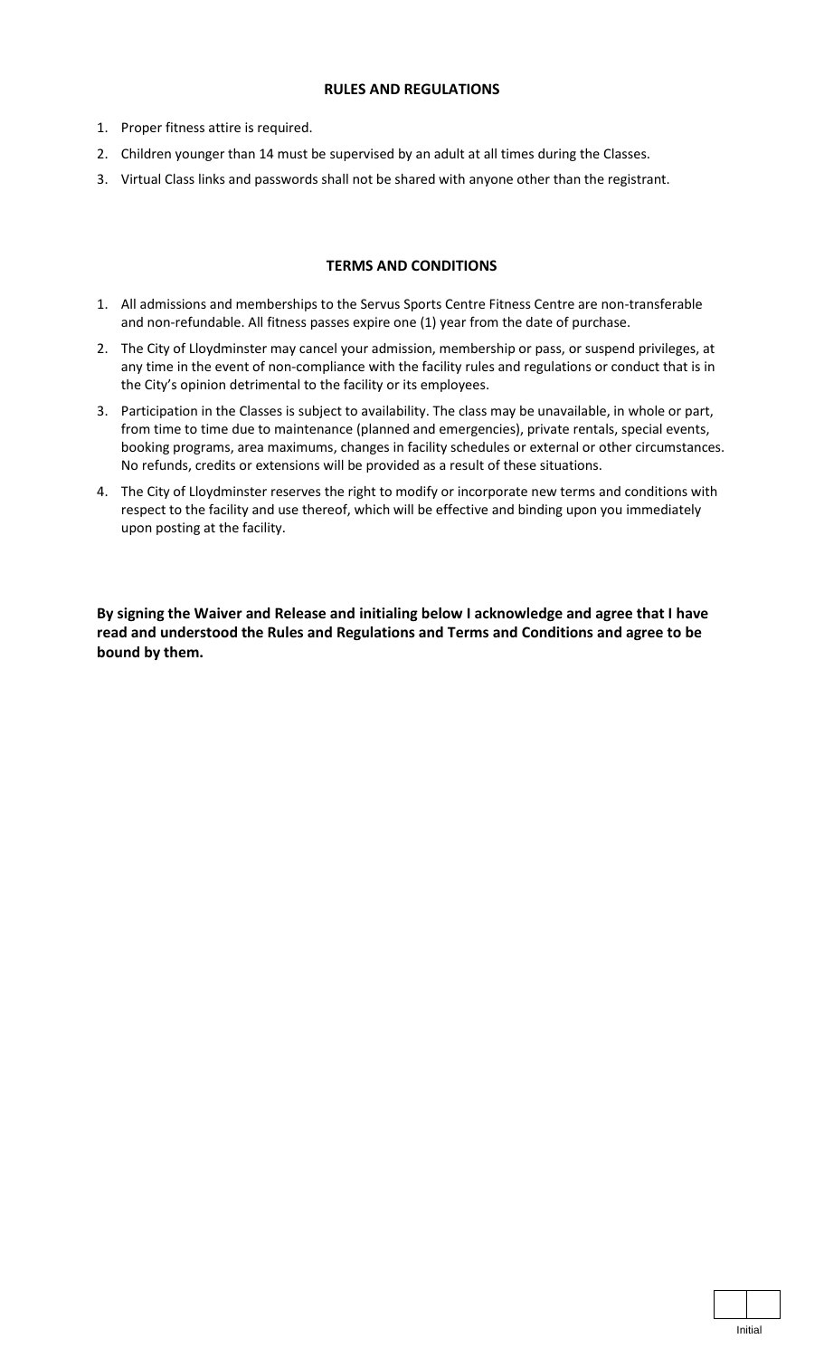## RULES AND REGULATIONS

1. Proper fitness attire is required.
2. Children younger than 14 must be supervised by an adult at all times during the Classes.
3. Virtual Class links and passwords shall not be shared with anyone other than the registrant.

## TERMS AND CONDITIONS

1. All admissions and memberships to the Servus Sports Centre Fitness Centre are non-transferable and non-refundable. All fitness passes expire one (1) year from the date of purchase.
2. The City of Lloydminster may cancel your admission, membership or pass, or suspend privileges, at any time in the event of non-compliance with the facility rules and regulations or conduct that is in the City's opinion detrimental to the facility or its employees.
3. Participation in the Classes is subject to availability. The class may be unavailable, in whole or part, from time to time due to maintenance (planned and emergencies), private rentals, special events, booking programs, area maximums, changes in facility schedules or external or other circumstances. No refunds, credits or extensions will be provided as a result of these situations.
4. The City of Lloydminster reserves the right to modify or incorporate new terms and conditions with respect to the facility and use thereof, which will be effective and binding upon you immediately upon posting at the facility.

**By signing the Waiver and Release and initialing below I acknowledge and agree that I have read and understood the Rules and Regulations and Terms and Conditions and agree to be bound by them.**

| | |
|---|---|
| | |

Initial